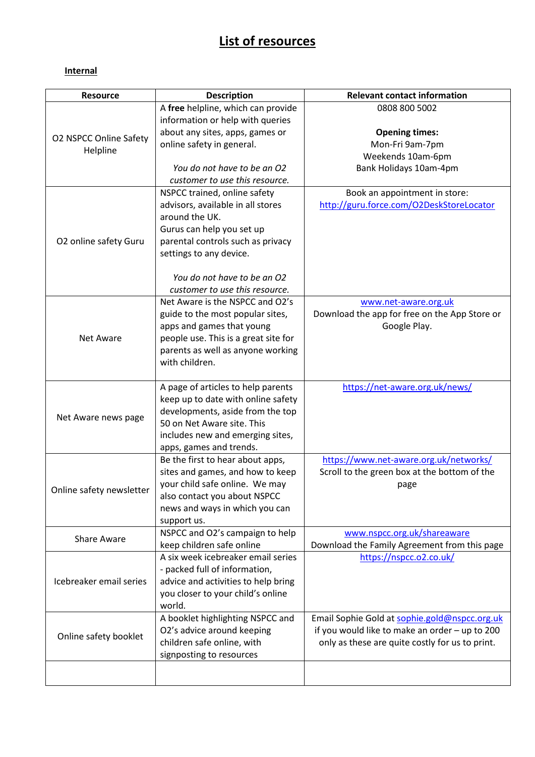# List of resources

## Internal

| Resource | Description | Relevant contact information |
|---|---|---|
| O2 NSPCC Online Safety Helpline | A **free** helpline, which can provide information or help with queries about any sites, apps, games or online safety in general.<br><br>*You do not have to be an O2 customer to use this resource.* | 0808 800 5002<br><br>**Opening times:**<br>Mon-Fri 9am-7pm<br>Weekends 10am-6pm<br>Bank Holidays 10am-4pm |
| O2 online safety Guru | NSPCC trained, online safety advisors, available in all stores around the UK.<br>Gurus can help you set up parental controls such as privacy settings to any device.<br><br>*You do not have to be an O2 customer to use this resource.* | Book an appointment in store:<br>http://guru.force.com/O2DeskStoreLocator |
| Net Aware | Net Aware is the NSPCC and O2's guide to the most popular sites, apps and games that young people use. This is a great site for parents as well as anyone working with children. | www.net-aware.org.uk<br>Download the app for free on the App Store or Google Play. |
| Net Aware news page | A page of articles to help parents keep up to date with online safety developments, aside from the top 50 on Net Aware site. This includes new and emerging sites, apps, games and trends. | https://net-aware.org.uk/news/ |
| Online safety newsletter | Be the first to hear about apps, sites and games, and how to keep your child safe online. We may also contact you about NSPCC news and ways in which you can support us. | https://www.net-aware.org.uk/networks/<br>Scroll to the green box at the bottom of the page |
| Share Aware | NSPCC and O2's campaign to help keep children safe online | www.nspcc.org.uk/shareaware<br>Download the Family Agreement from this page |
| Icebreaker email series | A six week icebreaker email series - packed full of information, advice and activities to help bring you closer to your child's online world. | https://nspcc.o2.co.uk/ |
| Online safety booklet | A booklet highlighting NSPCC and O2's advice around keeping children safe online, with signposting to resources | Email Sophie Gold at sophie.gold@nspcc.org.uk if you would like to make an order – up to 200 only as these are quite costly for us to print. |
| | | |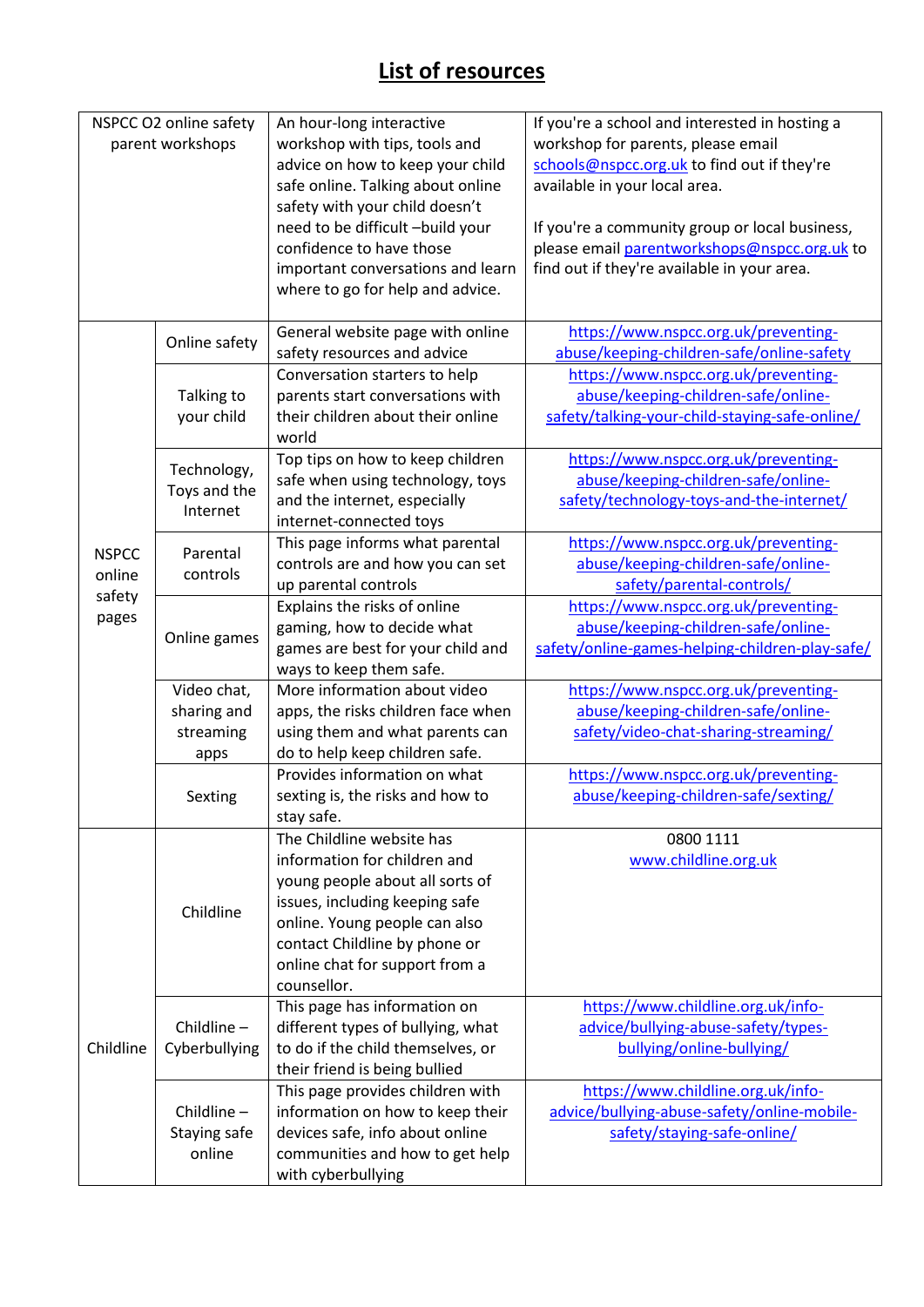# List of resources

| | | | |
|---|---|---|---|
| NSPCC O2 online safety parent workshops | | An hour-long interactive workshop with tips, tools and advice on how to keep your child safe online. Talking about online safety with your child doesn't need to be difficult –build your confidence to have those important conversations and learn where to go for help and advice. | If you're a school and interested in hosting a workshop for parents, please email schools@nspcc.org.uk to find out if they're available in your local area.<br><br>If you're a community group or local business, please email parentworkshops@nspcc.org.uk to find out if they're available in your area. |
| NSPCC online safety pages | Online safety | General website page with online safety resources and advice | https://www.nspcc.org.uk/preventing-abuse/keeping-children-safe/online-safety |
| | Talking to your child | Conversation starters to help parents start conversations with their children about their online world | https://www.nspcc.org.uk/preventing-abuse/keeping-children-safe/online-safety/talking-your-child-staying-safe-online/ |
| | Technology, Toys and the Internet | Top tips on how to keep children safe when using technology, toys and the internet, especially internet-connected toys | https://www.nspcc.org.uk/preventing-abuse/keeping-children-safe/online-safety/technology-toys-and-the-internet/ |
| | Parental controls | This page informs what parental controls are and how you can set up parental controls | https://www.nspcc.org.uk/preventing-abuse/keeping-children-safe/online-safety/parental-controls/ |
| | Online games | Explains the risks of online gaming, how to decide what games are best for your child and ways to keep them safe. | https://www.nspcc.org.uk/preventing-abuse/keeping-children-safe/online-safety/online-games-helping-children-play-safe/ |
| | Video chat, sharing and streaming apps | More information about video apps, the risks children face when using them and what parents can do to help keep children safe. | https://www.nspcc.org.uk/preventing-abuse/keeping-children-safe/online-safety/video-chat-sharing-streaming/ |
| | Sexting | Provides information on what sexting is, the risks and how to stay safe. | https://www.nspcc.org.uk/preventing-abuse/keeping-children-safe/sexting/ |
| Childline | Childline | The Childline website has information for children and young people about all sorts of issues, including keeping safe online. Young people can also contact Childline by phone or online chat for support from a counsellor. | 0800 1111<br>www.childline.org.uk |
| | Childline – Cyberbullying | This page has information on different types of bullying, what to do if the child themselves, or their friend is being bullied | https://www.childline.org.uk/info-advice/bullying-abuse-safety/types-bullying/online-bullying/ |
| | Childline – Staying safe online | This page provides children with information on how to keep their devices safe, info about online communities and how to get help with cyberbullying | https://www.childline.org.uk/info-advice/bullying-abuse-safety/online-mobile-safety/staying-safe-online/ |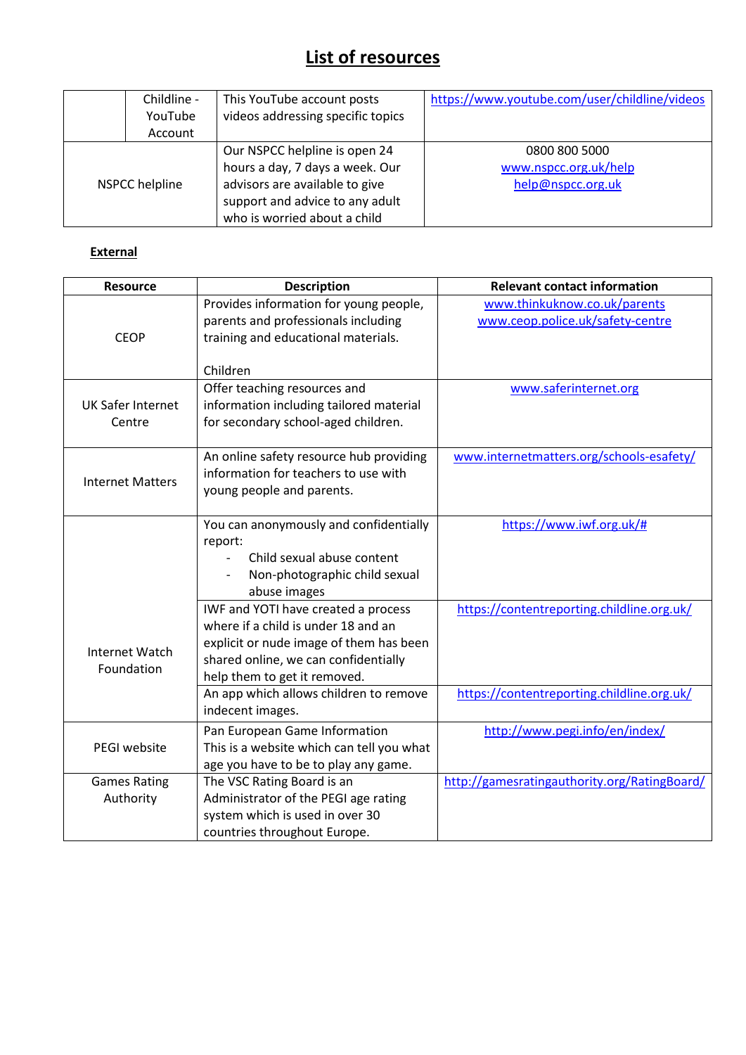## List of resources

| | | | |
|---|---|---|---|
| | Childline - YouTube Account | This YouTube account posts videos addressing specific topics | https://www.youtube.com/user/childline/videos |
| NSPCC helpline | | Our NSPCC helpline is open 24 hours a day, 7 days a week. Our advisors are available to give support and advice to any adult who is worried about a child | 0800 800 5000<br>www.nspcc.org.uk/help<br>help@nspcc.org.uk |

**External**

| Resource | Description | Relevant contact information |
|---|---|---|
| CEOP | Provides information for young people, parents and professionals including training and educational materials.<br><br>Children | www.thinkuknow.co.uk/parents<br>www.ceop.police.uk/safety-centre |
| UK Safer Internet Centre | Offer teaching resources and information including tailored material for secondary school-aged children. | www.saferinternet.org |
| Internet Matters | An online safety resource hub providing information for teachers to use with young people and parents. | www.internetmatters.org/schools-esafety/ |
| Internet Watch Foundation | You can anonymously and confidentially report:<br>- Child sexual abuse content<br>- Non-photographic child sexual abuse images | https://www.iwf.org.uk/# |
| | IWF and YOTI have created a process where if a child is under 18 and an explicit or nude image of them has been shared online, we can confidentially help them to get it removed. | https://contentreporting.childline.org.uk/ |
| | An app which allows children to remove indecent images. | https://contentreporting.childline.org.uk/ |
| PEGI website | Pan European Game Information<br>This is a website which can tell you what age you have to be to play any game. | http://www.pegi.info/en/index/ |
| Games Rating Authority | The VSC Rating Board is an Administrator of the PEGI age rating system which is used in over 30 countries throughout Europe. | http://gamesratingauthority.org/RatingBoard/ |